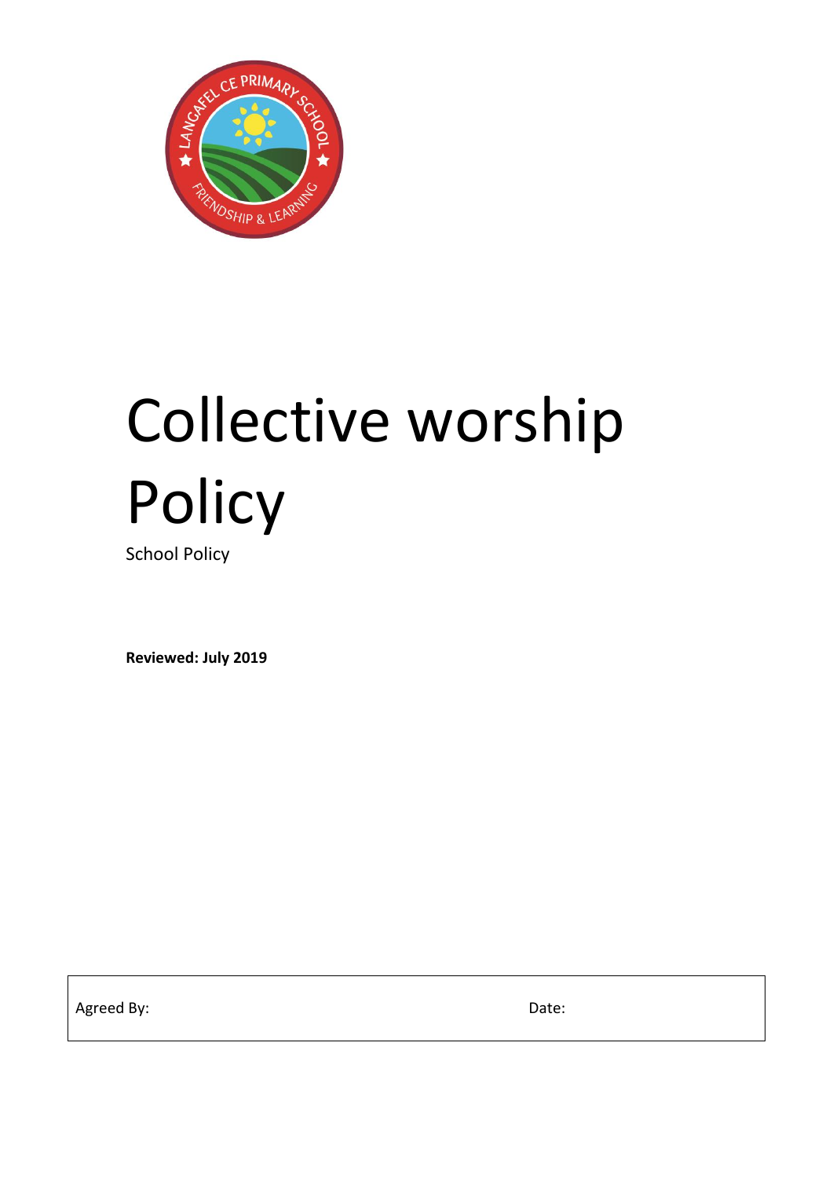# Collective worship Policy

School Policy

**Reviewed: July 2019**

| Agreed By: | Date: |
|---|---|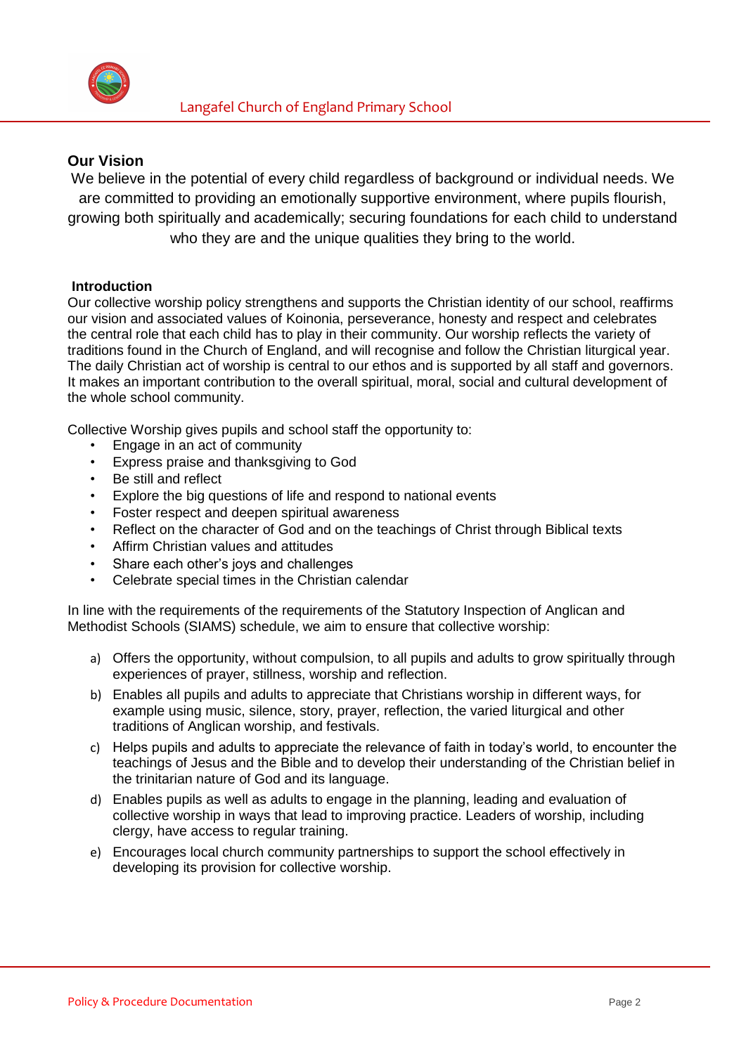## Our Vision

We believe in the potential of every child regardless of background or individual needs. We are committed to providing an emotionally supportive environment, where pupils flourish, growing both spiritually and academically; securing foundations for each child to understand who they are and the unique qualities they bring to the world.

### Introduction

Our collective worship policy strengthens and supports the Christian identity of our school, reaffirms our vision and associated values of Koinonia, perseverance, honesty and respect and celebrates the central role that each child has to play in their community. Our worship reflects the variety of traditions found in the Church of England, and will recognise and follow the Christian liturgical year. The daily Christian act of worship is central to our ethos and is supported by all staff and governors. It makes an important contribution to the overall spiritual, moral, social and cultural development of the whole school community.

Collective Worship gives pupils and school staff the opportunity to:

- Engage in an act of community
- Express praise and thanksgiving to God
- Be still and reflect
- Explore the big questions of life and respond to national events
- Foster respect and deepen spiritual awareness
- Reflect on the character of God and on the teachings of Christ through Biblical texts
- Affirm Christian values and attitudes
- Share each other's joys and challenges
- Celebrate special times in the Christian calendar

In line with the requirements of the requirements of the Statutory Inspection of Anglican and Methodist Schools (SIAMS) schedule, we aim to ensure that collective worship:

a) Offers the opportunity, without compulsion, to all pupils and adults to grow spiritually through experiences of prayer, stillness, worship and reflection.

b) Enables all pupils and adults to appreciate that Christians worship in different ways, for example using music, silence, story, prayer, reflection, the varied liturgical and other traditions of Anglican worship, and festivals.

c) Helps pupils and adults to appreciate the relevance of faith in today's world, to encounter the teachings of Jesus and the Bible and to develop their understanding of the Christian belief in the trinitarian nature of God and its language.

d) Enables pupils as well as adults to engage in the planning, leading and evaluation of collective worship in ways that lead to improving practice. Leaders of worship, including clergy, have access to regular training.

e) Encourages local church community partnerships to support the school effectively in developing its provision for collective worship.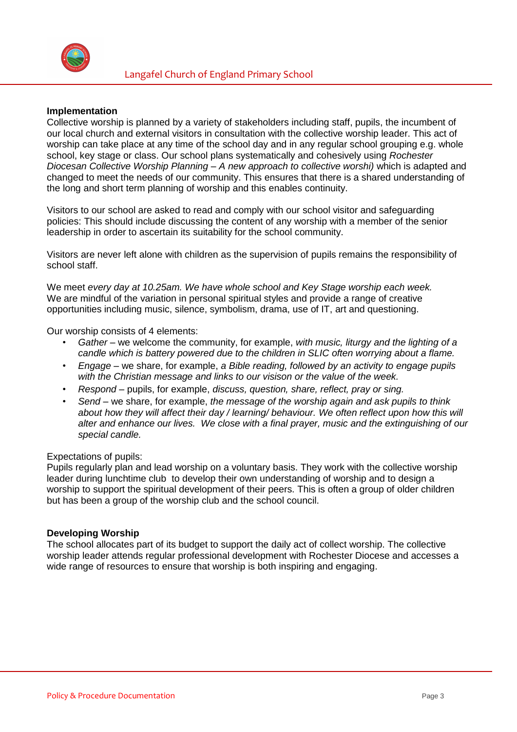**Implementation**

Collective worship is planned by a variety of stakeholders including staff, pupils, the incumbent of our local church and external visitors in consultation with the collective worship leader. This act of worship can take place at any time of the school day and in any regular school grouping e.g. whole school, key stage or class. Our school plans systematically and cohesively using *Rochester Diocesan Collective Worship Planning – A new approach to collective worshi)* which is adapted and changed to meet the needs of our community. This ensures that there is a shared understanding of the long and short term planning of worship and this enables continuity.

Visitors to our school are asked to read and comply with our school visitor and safeguarding policies: This should include discussing the content of any worship with a member of the senior leadership in order to ascertain its suitability for the school community.

Visitors are never left alone with children as the supervision of pupils remains the responsibility of school staff.

We meet *every day at 10.25am. We have whole school and Key Stage worship each week.* We are mindful of the variation in personal spiritual styles and provide a range of creative opportunities including music, silence, symbolism, drama, use of IT, art and questioning.

Our worship consists of 4 elements:

- *Gather* – we welcome the community, for example, *with music, liturgy and the lighting of a candle which is battery powered due to the children in SLIC often worrying about a flame.*
- *Engage* – we share, for example, *a Bible reading, followed by an activity to engage pupils with the Christian message and links to our visison or the value of the week.*
- *Respond* – pupils, for example, *discuss, question, share, reflect, pray or sing.*
- *Send* – we share, for example, *the message of the worship again and ask pupils to think about how they will affect their day / learning/ behaviour. We often reflect upon how this will alter and enhance our lives. We close with a final prayer, music and the extinguishing of our special candle.*

Expectations of pupils:
Pupils regularly plan and lead worship on a voluntary basis. They work with the collective worship leader during lunchtime club to develop their own understanding of worship and to design a worship to support the spiritual development of their peers. This is often a group of older children but has been a group of the worship club and the school council.

**Developing Worship**

The school allocates part of its budget to support the daily act of collect worship. The collective worship leader attends regular professional development with Rochester Diocese and accesses a wide range of resources to ensure that worship is both inspiring and engaging.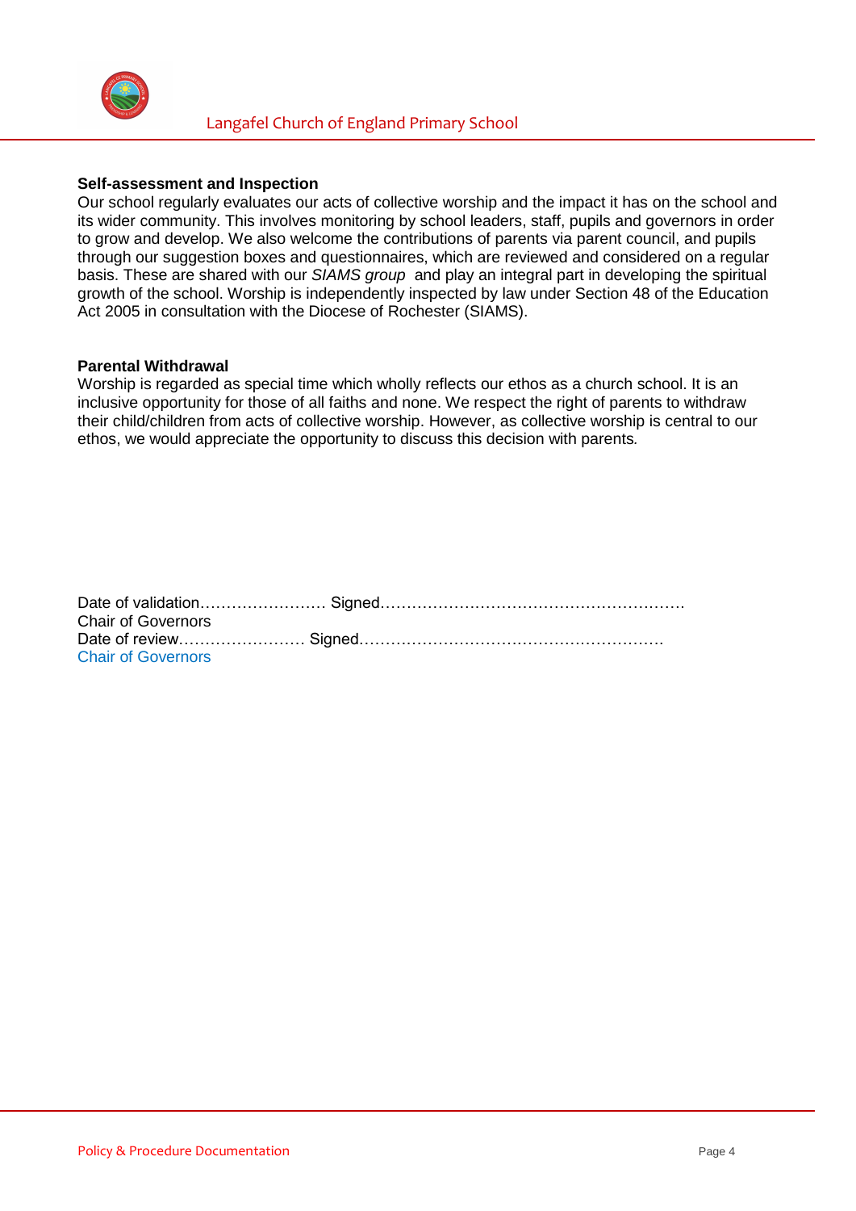**Self-assessment and Inspection**

Our school regularly evaluates our acts of collective worship and the impact it has on the school and its wider community. This involves monitoring by school leaders, staff, pupils and governors in order to grow and develop. We also welcome the contributions of parents via parent council, and pupils through our suggestion boxes and questionnaires, which are reviewed and considered on a regular basis. These are shared with our *SIAMS group* and play an integral part in developing the spiritual growth of the school. Worship is independently inspected by law under Section 48 of the Education Act 2005 in consultation with the Diocese of Rochester (SIAMS).

**Parental Withdrawal**

Worship is regarded as special time which wholly reflects our ethos as a church school. It is an inclusive opportunity for those of all faiths and none. We respect the right of parents to withdraw their child/children from acts of collective worship. However, as collective worship is central to our ethos, we would appreciate the opportunity to discuss this decision with parents.

Date of validation…………………… Signed………………………………………………….
Chair of Governors
Date of review…………………… Signed………………………………………………….
Chair of Governors